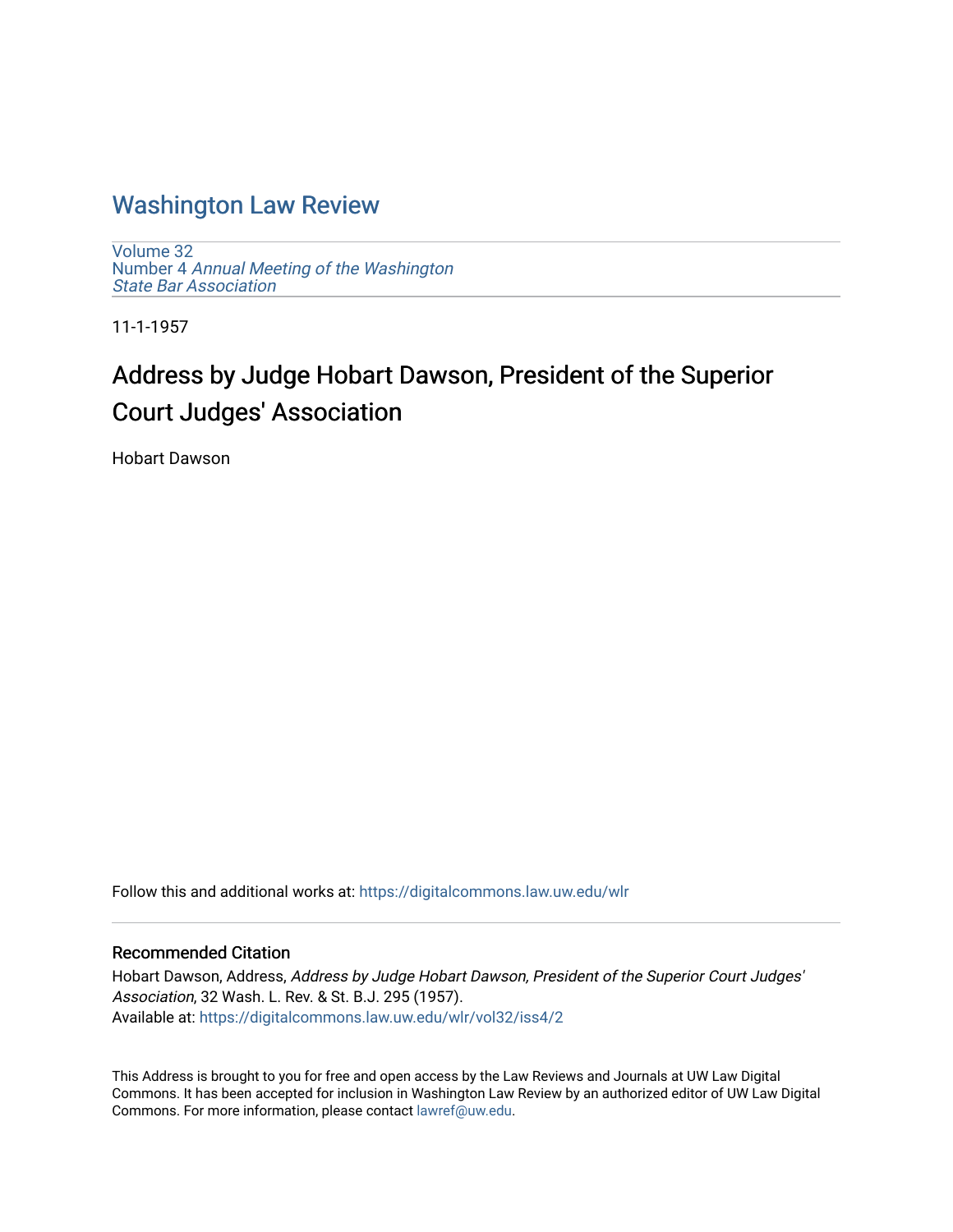# Washington Law Review

Volume 32
Number 4 *Annual Meeting of the Washington State Bar Association*

11-1-1957

## Address by Judge Hobart Dawson, President of the Superior Court Judges' Association

Hobart Dawson

Follow this and additional works at: https://digitalcommons.law.uw.edu/wlr

### Recommended Citation

Hobart Dawson, Address, *Address by Judge Hobart Dawson, President of the Superior Court Judges' Association*, 32 Wash. L. Rev. & St. B.J. 295 (1957).
Available at: https://digitalcommons.law.uw.edu/wlr/vol32/iss4/2

This Address is brought to you for free and open access by the Law Reviews and Journals at UW Law Digital Commons. It has been accepted for inclusion in Washington Law Review by an authorized editor of UW Law Digital Commons. For more information, please contact lawref@uw.edu.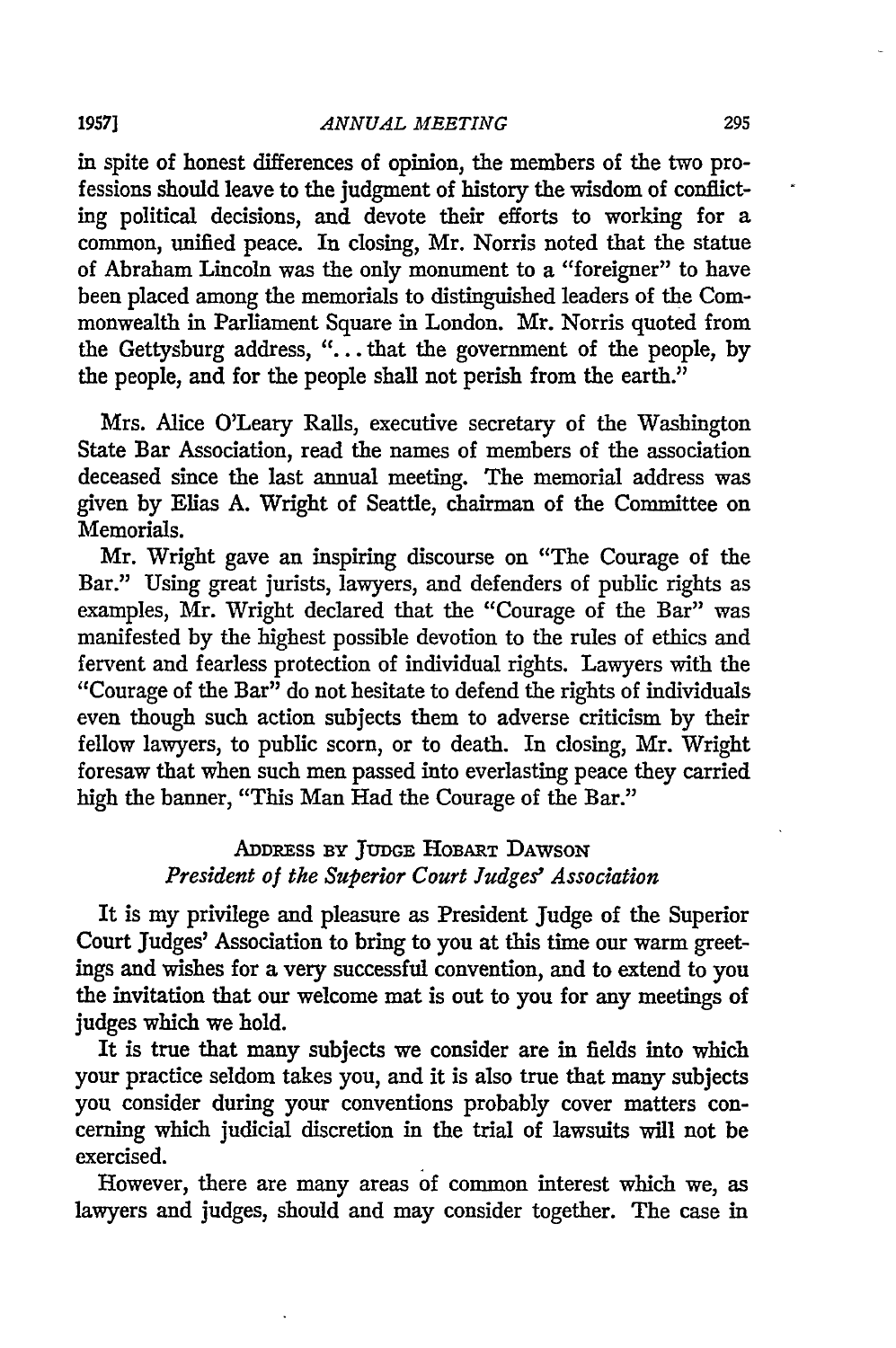in spite of honest differences of opinion, the members of the two professions should leave to the judgment of history the wisdom of conflicting political decisions, and devote their efforts to working for a common, unified peace. In closing, Mr. Norris noted that the statue of Abraham Lincoln was the only monument to a "foreigner" to have been placed among the memorials to distinguished leaders of the Commonwealth in Parliament Square in London. Mr. Norris quoted from the Gettysburg address, "... that the government of the people, by the people, and for the people shall not perish from the earth."

Mrs. Alice O'Leary Ralls, executive secretary of the Washington State Bar Association, read the names of members of the association deceased since the last annual meeting. The memorial address was given by Elias A. Wright of Seattle, chairman of the Committee on Memorials.

Mr. Wright gave an inspiring discourse on "The Courage of the Bar." Using great jurists, lawyers, and defenders of public rights as examples, Mr. Wright declared that the "Courage of the Bar" was manifested by the highest possible devotion to the rules of ethics and fervent and fearless protection of individual rights. Lawyers with the "Courage of the Bar" do not hesitate to defend the rights of individuals even though such action subjects them to adverse criticism by their fellow lawyers, to public scorn, or to death. In closing, Mr. Wright foresaw that when such men passed into everlasting peace they carried high the banner, "This Man Had the Courage of the Bar."

## ADDRESS BY JUDGE HOBART DAWSON
### *President of the Superior Court Judges' Association*

It is my privilege and pleasure as President Judge of the Superior Court Judges' Association to bring to you at this time our warm greetings and wishes for a very successful convention, and to extend to you the invitation that our welcome mat is out to you for any meetings of judges which we hold.

It is true that many subjects we consider are in fields into which your practice seldom takes you, and it is also true that many subjects you consider during your conventions probably cover matters concerning which judicial discretion in the trial of lawsuits will not be exercised.

However, there are many areas of common interest which we, as lawyers and judges, should and may consider together. The case in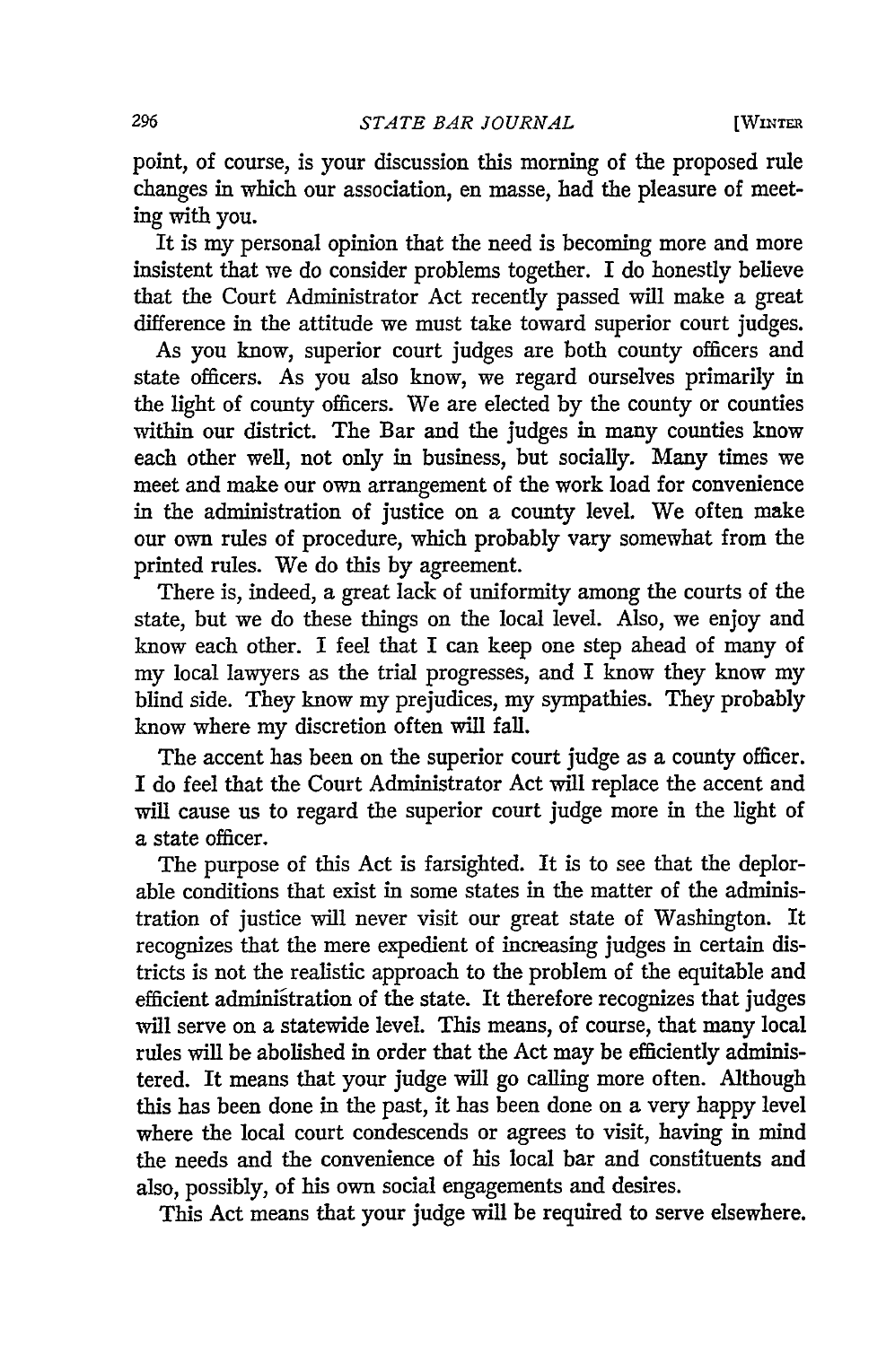point, of course, is your discussion this morning of the proposed rule changes in which our association, en masse, had the pleasure of meeting with you.

It is my personal opinion that the need is becoming more and more insistent that we do consider problems together. I do honestly believe that the Court Administrator Act recently passed will make a great difference in the attitude we must take toward superior court judges.

As you know, superior court judges are both county officers and state officers. As you also know, we regard ourselves primarily in the light of county officers. We are elected by the county or counties within our district. The Bar and the judges in many counties know each other well, not only in business, but socially. Many times we meet and make our own arrangement of the work load for convenience in the administration of justice on a county level. We often make our own rules of procedure, which probably vary somewhat from the printed rules. We do this by agreement.

There is, indeed, a great lack of uniformity among the courts of the state, but we do these things on the local level. Also, we enjoy and know each other. I feel that I can keep one step ahead of many of my local lawyers as the trial progresses, and I know they know my blind side. They know my prejudices, my sympathies. They probably know where my discretion often will fall.

The accent has been on the superior court judge as a county officer. I do feel that the Court Administrator Act will replace the accent and will cause us to regard the superior court judge more in the light of a state officer.

The purpose of this Act is farsighted. It is to see that the deplorable conditions that exist in some states in the matter of the administration of justice will never visit our great state of Washington. It recognizes that the mere expedient of increasing judges in certain districts is not the realistic approach to the problem of the equitable and efficient administration of the state. It therefore recognizes that judges will serve on a statewide level. This means, of course, that many local rules will be abolished in order that the Act may be efficiently administered. It means that your judge will go calling more often. Although this has been done in the past, it has been done on a very happy level where the local court condescends or agrees to visit, having in mind the needs and the convenience of his local bar and constituents and also, possibly, of his own social engagements and desires.

This Act means that your judge will be required to serve elsewhere.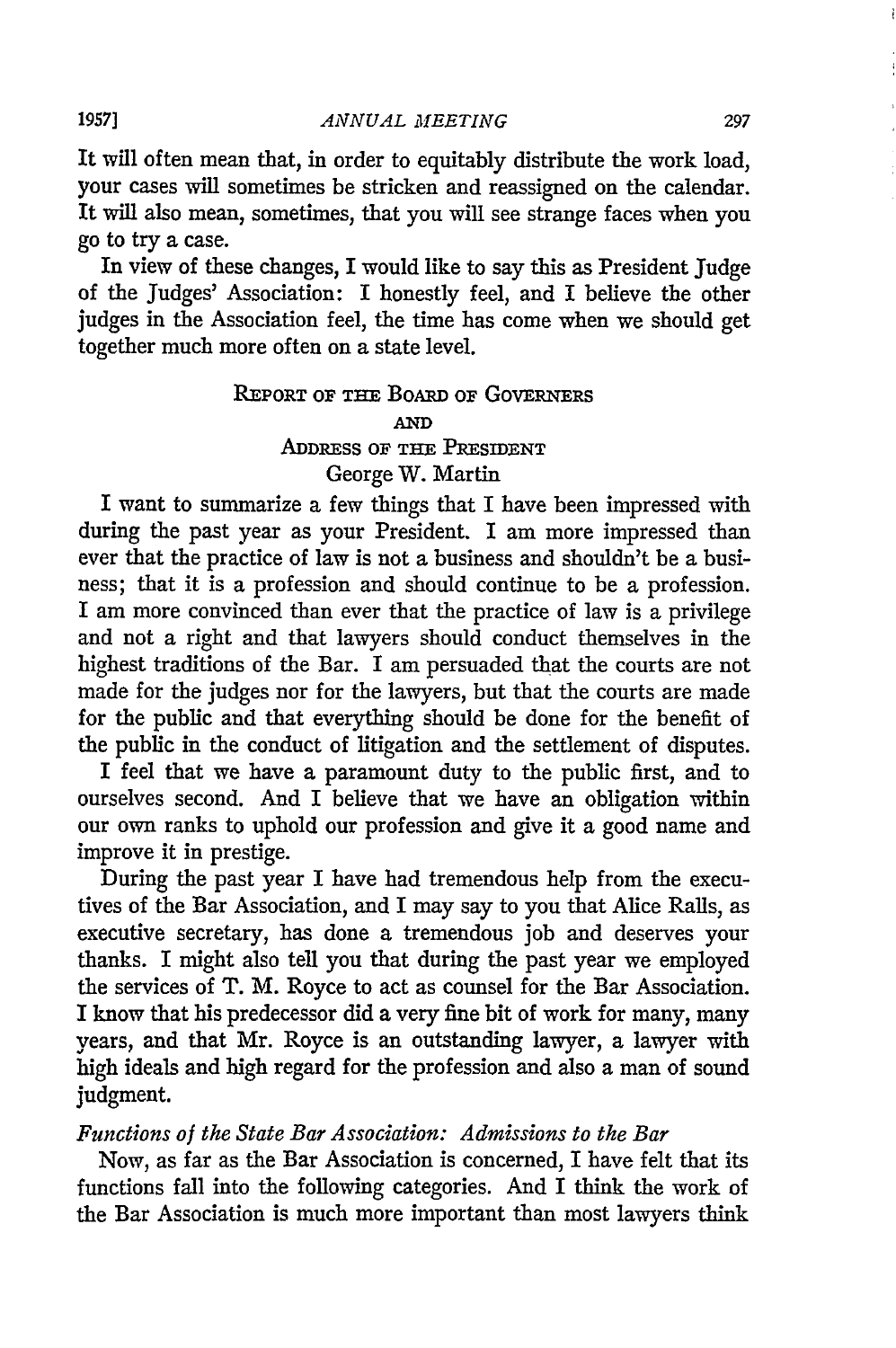It will often mean that, in order to equitably distribute the work load, your cases will sometimes be stricken and reassigned on the calendar. It will also mean, sometimes, that you will see strange faces when you go to try a case.

In view of these changes, I would like to say this as President Judge of the Judges' Association: I honestly feel, and I believe the other judges in the Association feel, the time has come when we should get together much more often on a state level.

## REPORT OF THE BOARD OF GOVERNERS AND ADDRESS OF THE PRESIDENT

George W. Martin

I want to summarize a few things that I have been impressed with during the past year as your President. I am more impressed than ever that the practice of law is not a business and shouldn't be a business; that it is a profession and should continue to be a profession. I am more convinced than ever that the practice of law is a privilege and not a right and that lawyers should conduct themselves in the highest traditions of the Bar. I am persuaded that the courts are not made for the judges nor for the lawyers, but that the courts are made for the public and that everything should be done for the benefit of the public in the conduct of litigation and the settlement of disputes.

I feel that we have a paramount duty to the public first, and to ourselves second. And I believe that we have an obligation within our own ranks to uphold our profession and give it a good name and improve it in prestige.

During the past year I have had tremendous help from the executives of the Bar Association, and I may say to you that Alice Ralls, as executive secretary, has done a tremendous job and deserves your thanks. I might also tell you that during the past year we employed the services of T. M. Royce to act as counsel for the Bar Association. I know that his predecessor did a very fine bit of work for many, many years, and that Mr. Royce is an outstanding lawyer, a lawyer with high ideals and high regard for the profession and also a man of sound judgment.

### *Functions of the State Bar Association: Admissions to the Bar*

Now, as far as the Bar Association is concerned, I have felt that its functions fall into the following categories. And I think the work of the Bar Association is much more important than most lawyers think